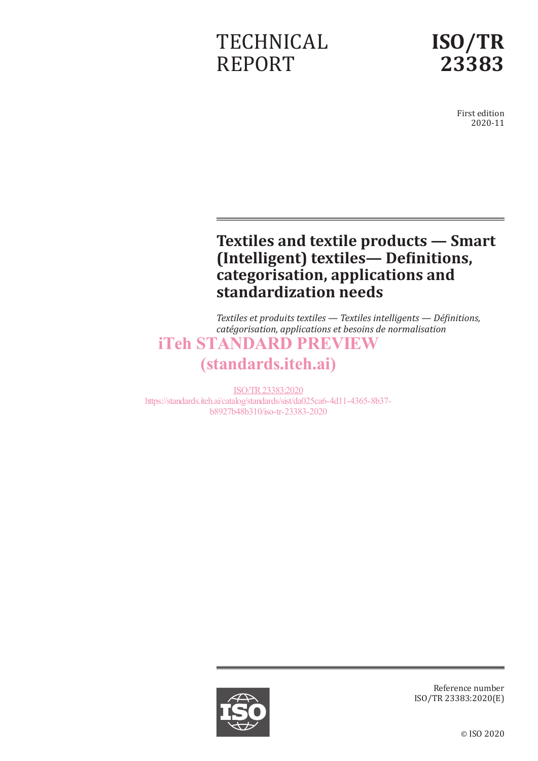TECHNICAL REPORT

# ISO/TR 23383

First edition
2020-11

# Textiles and textile products — Smart (Intelligent) textiles— Definitions, categorisation, applications and standardization needs

*Textiles et produits textiles — Textiles intelligents — Définitions, catégorisation, applications et besoins de normalisation*

iTeh STANDARD PREVIEW
(standards.iteh.ai)

ISO/TR 23383:2020
https://standards.iteh.ai/catalog/standards/sist/da025ca6-4d11-4365-8b37-b8927b48b310/iso-tr-23383-2020

Reference number
ISO/TR 23383:2020(E)

© ISO 2020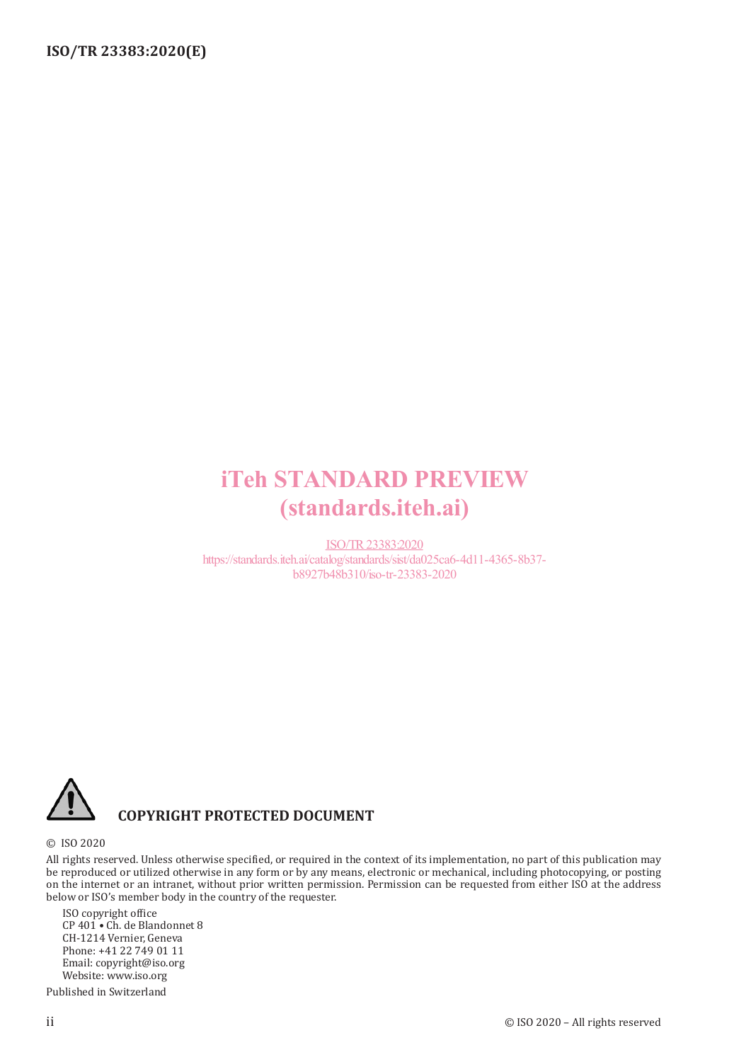iTeh STANDARD PREVIEW
(standards.iteh.ai)

ISO/TR 23383:2020
https://standards.iteh.ai/catalog/standards/sist/da025ca6-4d11-4365-8b37-b8927b48b310/iso-tr-23383-2020

**COPYRIGHT PROTECTED DOCUMENT**

© ISO 2020

All rights reserved. Unless otherwise specified, or required in the context of its implementation, no part of this publication may be reproduced or utilized otherwise in any form or by any means, electronic or mechanical, including photocopying, or posting on the internet or an intranet, without prior written permission. Permission can be requested from either ISO at the address below or ISO's member body in the country of the requester.

ISO copyright office
CP 401 • Ch. de Blandonnet 8
CH-1214 Vernier, Geneva
Phone: +41 22 749 01 11
Email: copyright@iso.org
Website: www.iso.org

Published in Switzerland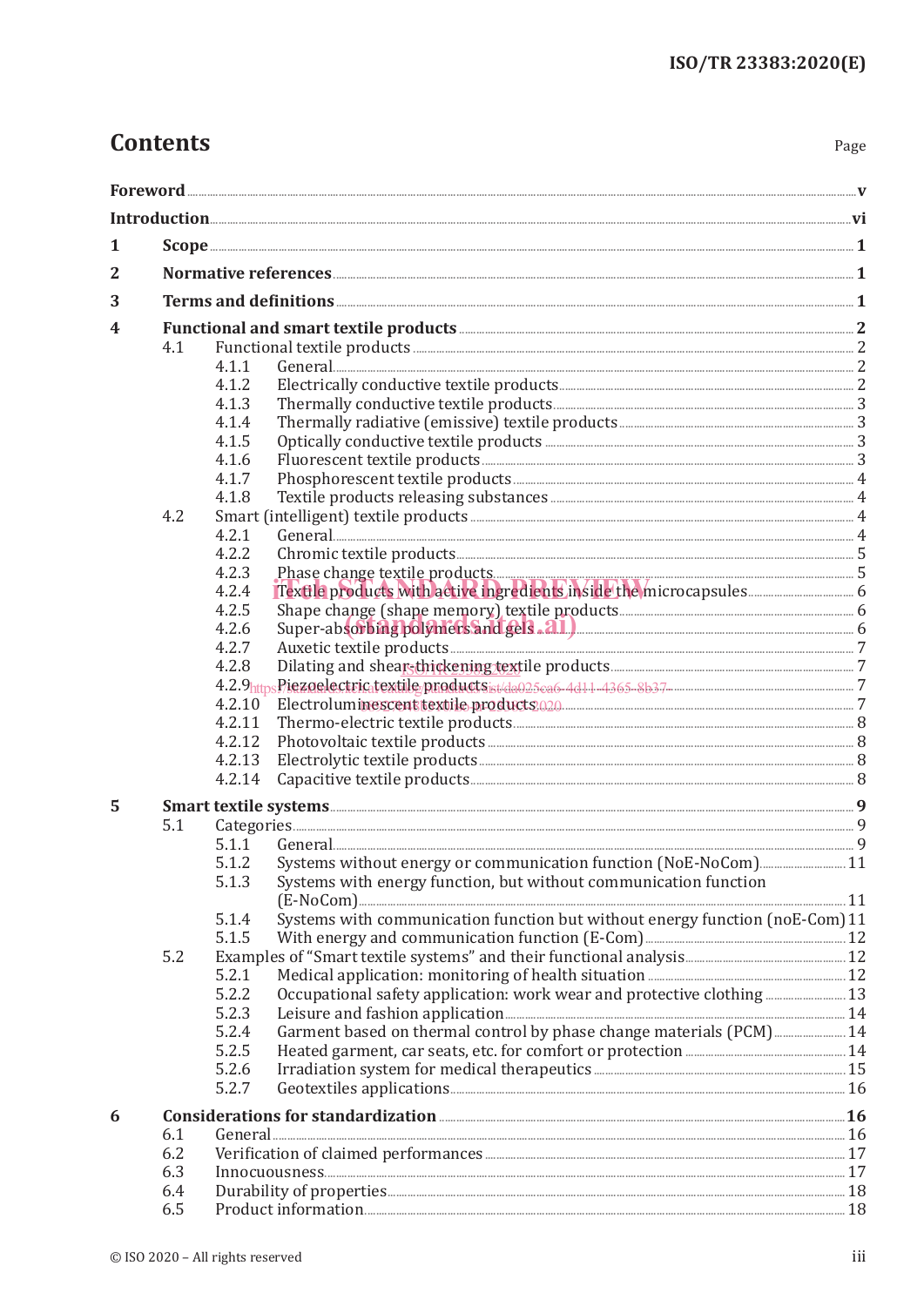# Contents

Page

**Foreword** ... v

**Introduction** ... vi

**1 Scope** ... 1

**2 Normative references** ... 1

**3 Terms and definitions** ... 1

**4 Functional and smart textile products** ... 2

- 4.1 Functional textile products ... 2
  - 4.1.1 General ... 2
  - 4.1.2 Electrically conductive textile products ... 2
  - 4.1.3 Thermally conductive textile products ... 3
  - 4.1.4 Thermally radiative (emissive) textile products ... 3
  - 4.1.5 Optically conductive textile products ... 3
  - 4.1.6 Fluorescent textile products ... 3
  - 4.1.7 Phosphorescent textile products ... 4
  - 4.1.8 Textile products releasing substances ... 4
- 4.2 Smart (intelligent) textile products ... 4
  - 4.2.1 General ... 4
  - 4.2.2 Chromic textile products ... 5
  - 4.2.3 Phase change textile products ... 5
  - 4.2.4 Textile products with active ingredients inside the microcapsules ... 6
  - 4.2.5 Shape change (shape memory) textile products ... 6
  - 4.2.6 Super-absorbing polymers and gels ... 6
  - 4.2.7 Auxetic textile products ... 7
  - 4.2.8 Dilating and shear-thickening textile products ... 7
  - 4.2.9 Piezoelectric textile products ... 7
  - 4.2.10 Electroluminescent textile products ... 7
  - 4.2.11 Thermo-electric textile products ... 8
  - 4.2.12 Photovoltaic textile products ... 8
  - 4.2.13 Electrolytic textile products ... 8
  - 4.2.14 Capacitive textile products ... 8

**5 Smart textile systems** ... 9

- 5.1 Categories ... 9
  - 5.1.1 General ... 9
  - 5.1.2 Systems without energy or communication function (NoE-NoCom) ... 11
  - 5.1.3 Systems with energy function, but without communication function (E-NoCom) ... 11
  - 5.1.4 Systems with communication function but without energy function (noE-Com) ... 11
  - 5.1.5 With energy and communication function (E-Com) ... 12
- 5.2 Examples of "Smart textile systems" and their functional analysis ... 12
  - 5.2.1 Medical application: monitoring of health situation ... 12
  - 5.2.2 Occupational safety application: work wear and protective clothing ... 13
  - 5.2.3 Leisure and fashion application ... 14
  - 5.2.4 Garment based on thermal control by phase change materials (PCM) ... 14
  - 5.2.5 Heated garment, car seats, etc. for comfort or protection ... 14
  - 5.2.6 Irradiation system for medical therapeutics ... 15
  - 5.2.7 Geotextiles applications ... 16

**6 Considerations for standardization** ... 16

- 6.1 General ... 16
- 6.2 Verification of claimed performances ... 17
- 6.3 Innocuousness ... 17
- 6.4 Durability of properties ... 18
- 6.5 Product information ... 18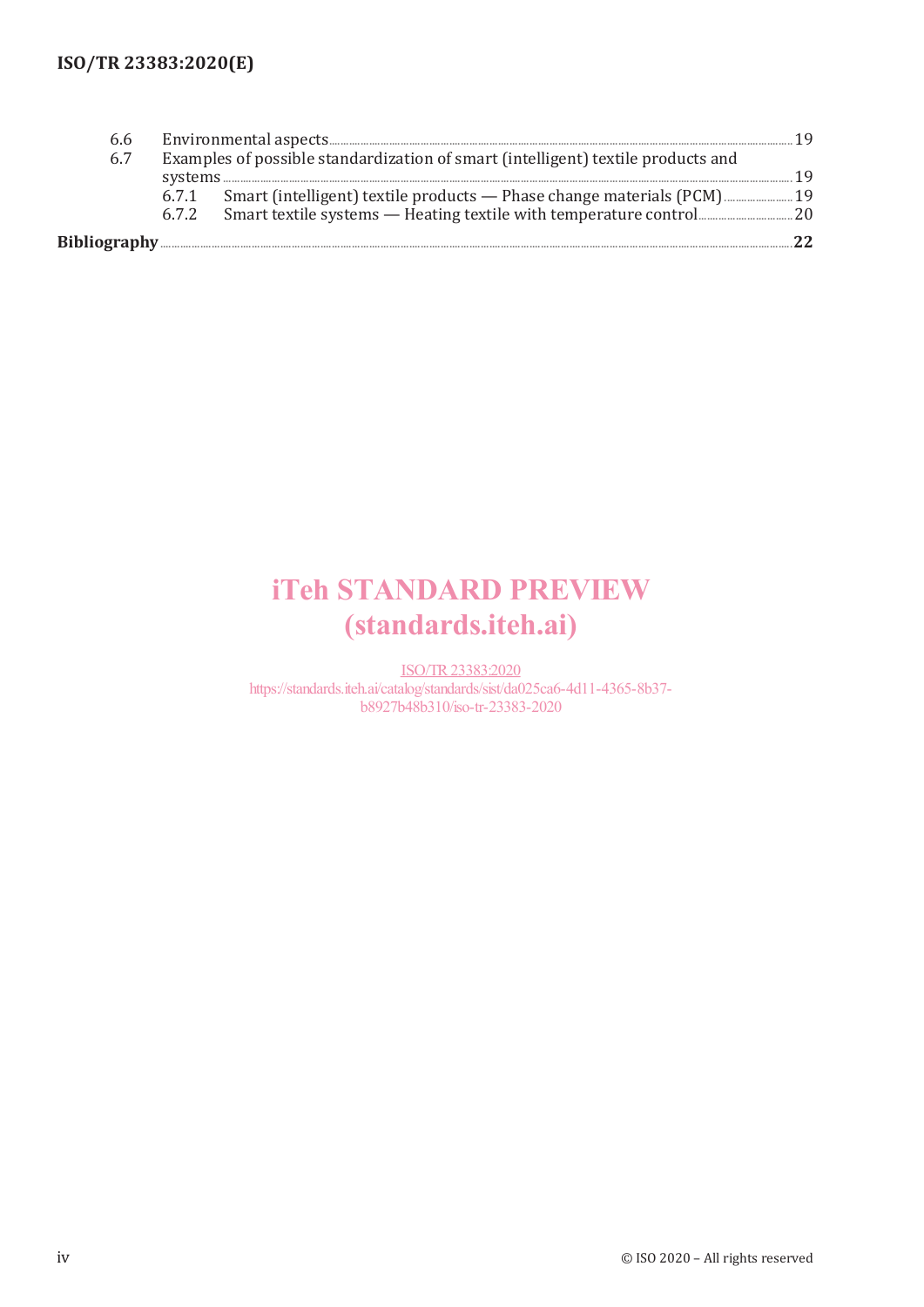6.6 Environmental aspects ..... 19

6.7 Examples of possible standardization of smart (intelligent) textile products and systems ..... 19

 6.7.1 Smart (intelligent) textile products — Phase change materials (PCM) ..... 19

 6.7.2 Smart textile systems — Heating textile with temperature control ..... 20

**Bibliography ..... 22**

iTeh STANDARD PREVIEW
(standards.iteh.ai)

ISO/TR 23383:2020
https://standards.iteh.ai/catalog/standards/sist/da025ca6-4d11-4365-8b37-b8927b48b310/iso-tr-23383-2020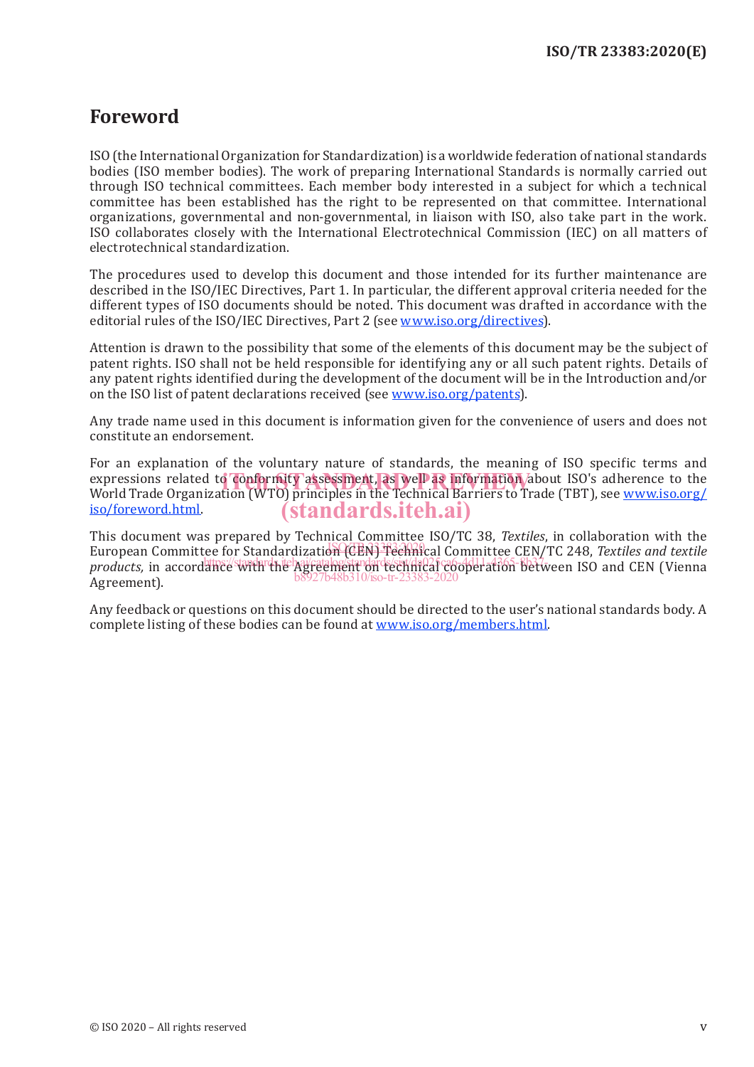# Foreword

ISO (the International Organization for Standardization) is a worldwide federation of national standards bodies (ISO member bodies). The work of preparing International Standards is normally carried out through ISO technical committees. Each member body interested in a subject for which a technical committee has been established has the right to be represented on that committee. International organizations, governmental and non-governmental, in liaison with ISO, also take part in the work. ISO collaborates closely with the International Electrotechnical Commission (IEC) on all matters of electrotechnical standardization.

The procedures used to develop this document and those intended for its further maintenance are described in the ISO/IEC Directives, Part 1. In particular, the different approval criteria needed for the different types of ISO documents should be noted. This document was drafted in accordance with the editorial rules of the ISO/IEC Directives, Part 2 (see www.iso.org/directives).

Attention is drawn to the possibility that some of the elements of this document may be the subject of patent rights. ISO shall not be held responsible for identifying any or all such patent rights. Details of any patent rights identified during the development of the document will be in the Introduction and/or on the ISO list of patent declarations received (see www.iso.org/patents).

Any trade name used in this document is information given for the convenience of users and does not constitute an endorsement.

For an explanation of the voluntary nature of standards, the meaning of ISO specific terms and expressions related to conformity assessment, as well as information about ISO's adherence to the World Trade Organization (WTO) principles in the Technical Barriers to Trade (TBT), see www.iso.org/iso/foreword.html.

This document was prepared by Technical Committee ISO/TC 38, *Textiles*, in collaboration with the European Committee for Standardization (CEN) Technical Committee CEN/TC 248, *Textiles and textile products,* in accordance with the Agreement on technical cooperation between ISO and CEN (Vienna Agreement).

Any feedback or questions on this document should be directed to the user's national standards body. A complete listing of these bodies can be found at www.iso.org/members.html.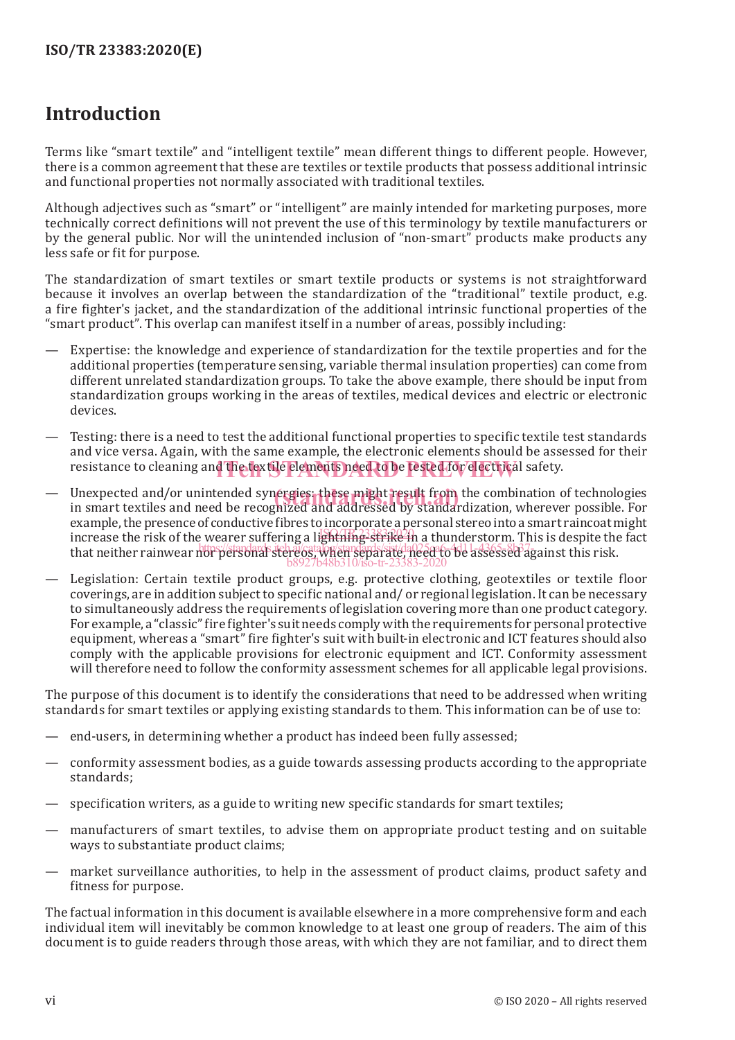# Introduction

Terms like "smart textile" and "intelligent textile" mean different things to different people. However, there is a common agreement that these are textiles or textile products that possess additional intrinsic and functional properties not normally associated with traditional textiles.

Although adjectives such as "smart" or "intelligent" are mainly intended for marketing purposes, more technically correct definitions will not prevent the use of this terminology by textile manufacturers or by the general public. Nor will the unintended inclusion of "non-smart" products make products any less safe or fit for purpose.

The standardization of smart textiles or smart textile products or systems is not straightforward because it involves an overlap between the standardization of the "traditional" textile product, e.g. a fire fighter's jacket, and the standardization of the additional intrinsic functional properties of the "smart product". This overlap can manifest itself in a number of areas, possibly including:

— Expertise: the knowledge and experience of standardization for the textile properties and for the additional properties (temperature sensing, variable thermal insulation properties) can come from different unrelated standardization groups. To take the above example, there should be input from standardization groups working in the areas of textiles, medical devices and electric or electronic devices.

— Testing: there is a need to test the additional functional properties to specific textile test standards and vice versa. Again, with the same example, the electronic elements should be assessed for their resistance to cleaning and the textile elements need to be tested for electrical safety.

— Unexpected and/or unintended synergies: these might result from the combination of technologies in smart textiles and need be recognized and addressed by standardization, wherever possible. For example, the presence of conductive fibres to incorporate a personal stereo into a smart raincoat might increase the risk of the wearer suffering a lightning-strike in a thunderstorm. This is despite the fact that neither rainwear nor personal stereos, when separate, need to be assessed against this risk.

— Legislation: Certain textile product groups, e.g. protective clothing, geotextiles or textile floor coverings, are in addition subject to specific national and/ or regional legislation. It can be necessary to simultaneously address the requirements of legislation covering more than one product category. For example, a "classic" fire fighter's suit needs comply with the requirements for personal protective equipment, whereas a "smart" fire fighter's suit with built-in electronic and ICT features should also comply with the applicable provisions for electronic equipment and ICT. Conformity assessment will therefore need to follow the conformity assessment schemes for all applicable legal provisions.

The purpose of this document is to identify the considerations that need to be addressed when writing standards for smart textiles or applying existing standards to them. This information can be of use to:

— end-users, in determining whether a product has indeed been fully assessed;

— conformity assessment bodies, as a guide towards assessing products according to the appropriate standards;

— specification writers, as a guide to writing new specific standards for smart textiles;

— manufacturers of smart textiles, to advise them on appropriate product testing and on suitable ways to substantiate product claims;

— market surveillance authorities, to help in the assessment of product claims, product safety and fitness for purpose.

The factual information in this document is available elsewhere in a more comprehensive form and each individual item will inevitably be common knowledge to at least one group of readers. The aim of this document is to guide readers through those areas, with which they are not familiar, and to direct them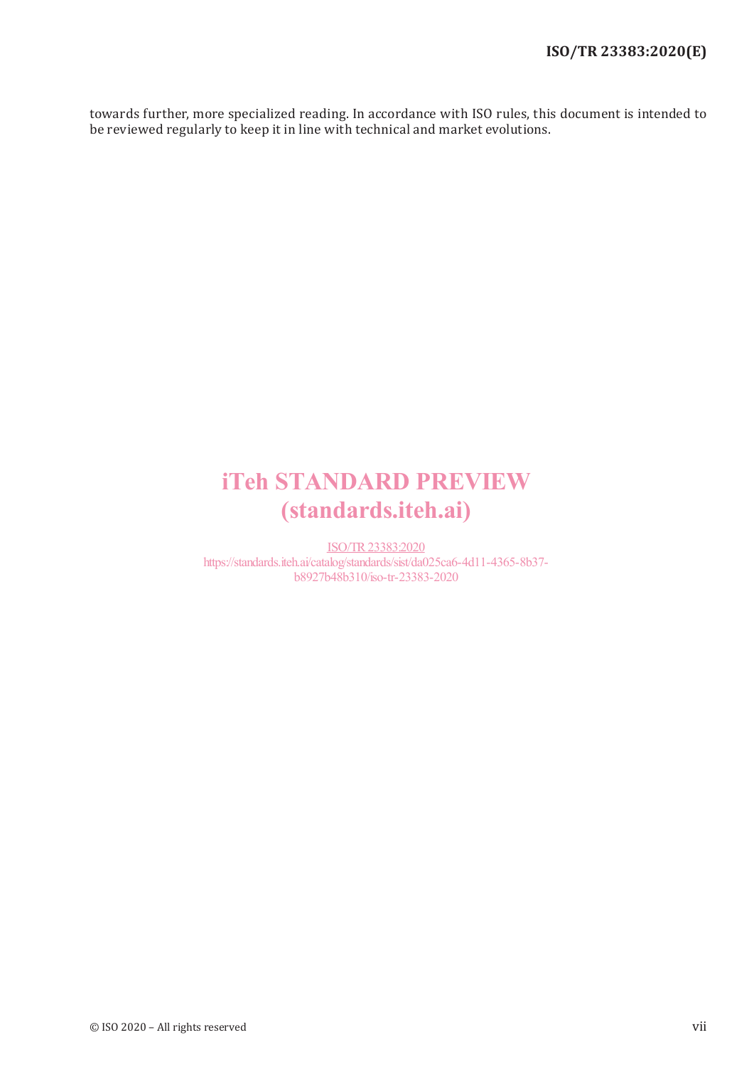towards further, more specialized reading. In accordance with ISO rules, this document is intended to be reviewed regularly to keep it in line with technical and market evolutions.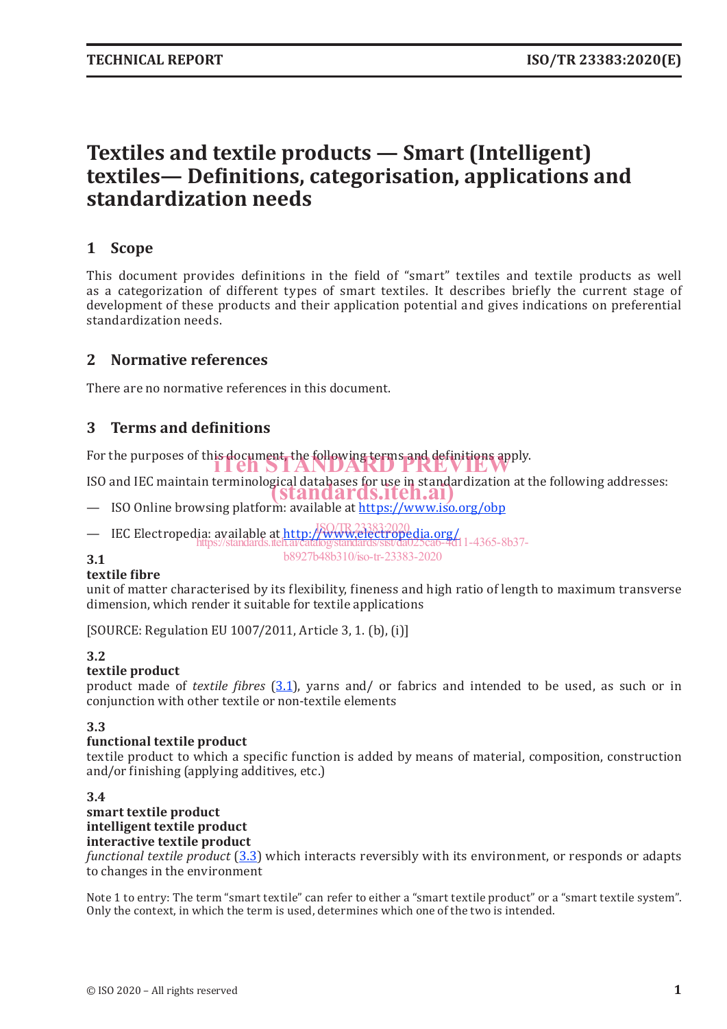# Textiles and textile products — Smart (Intelligent) textiles— Definitions, categorisation, applications and standardization needs

## 1 Scope

This document provides definitions in the field of "smart" textiles and textile products as well as a categorization of different types of smart textiles. It describes briefly the current stage of development of these products and their application potential and gives indications on preferential standardization needs.

## 2 Normative references

There are no normative references in this document.

## 3 Terms and definitions

For the purposes of this document, the following terms and definitions apply.

ISO and IEC maintain terminological databases for use in standardization at the following addresses:

— ISO Online browsing platform: available at https://www.iso.org/obp

— IEC Electropedia: available at http://www.electropedia.org/

**3.1**
**textile fibre**
unit of matter characterised by its flexibility, fineness and high ratio of length to maximum transverse dimension, which render it suitable for textile applications

[SOURCE: Regulation EU 1007/2011, Article 3, 1. (b), (i)]

**3.2**
**textile product**
product made of *textile fibres* (3.1), yarns and/ or fabrics and intended to be used, as such or in conjunction with other textile or non-textile elements

**3.3**
**functional textile product**
textile product to which a specific function is added by means of material, composition, construction and/or finishing (applying additives, etc.)

**3.4**
**smart textile product**
**intelligent textile product**
**interactive textile product**
*functional textile product* (3.3) which interacts reversibly with its environment, or responds or adapts to changes in the environment

Note 1 to entry: The term "smart textile" can refer to either a "smart textile product" or a "smart textile system". Only the context, in which the term is used, determines which one of the two is intended.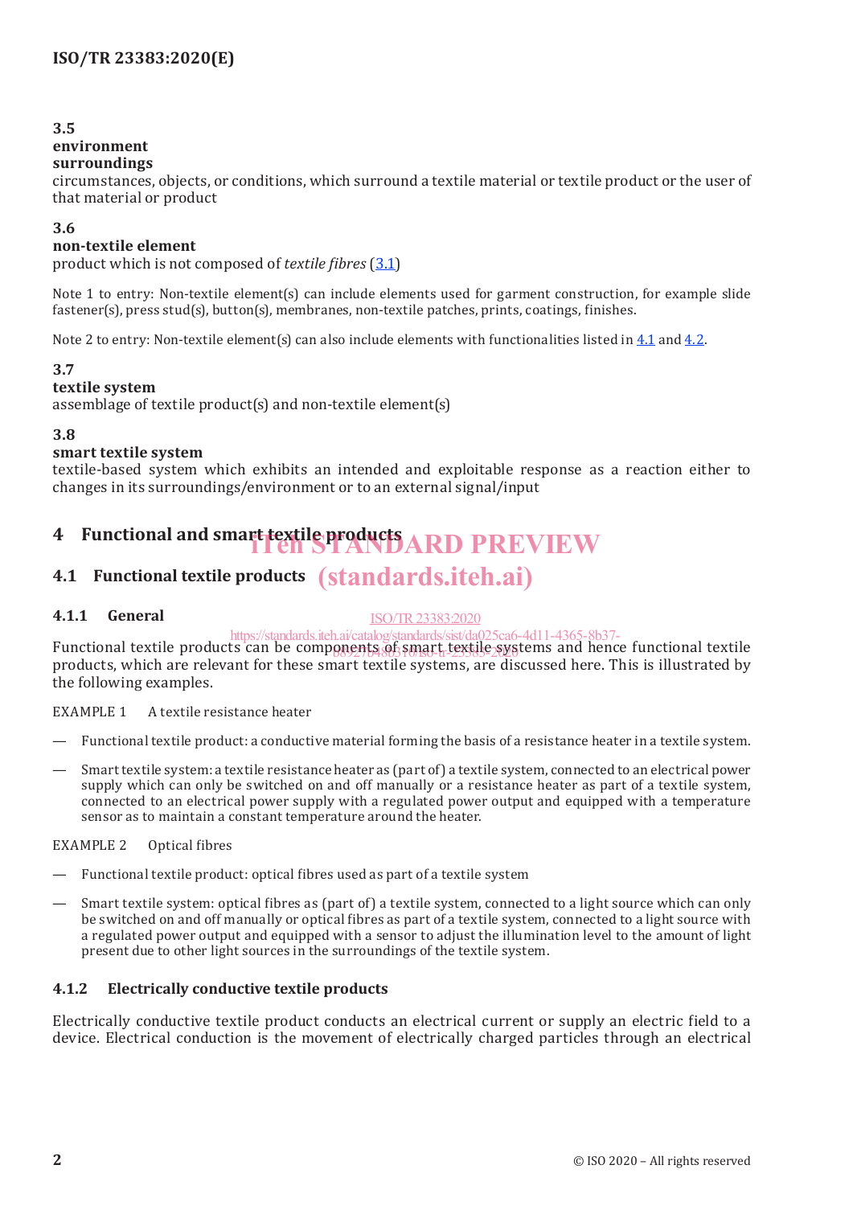**3.5**
**environment**
**surroundings**
circumstances, objects, or conditions, which surround a textile material or textile product or the user of that material or product

**3.6**
**non-textile element**
product which is not composed of *textile fibres* (3.1)

Note 1 to entry: Non-textile element(s) can include elements used for garment construction, for example slide fastener(s), press stud(s), button(s), membranes, non-textile patches, prints, coatings, finishes.

Note 2 to entry: Non-textile element(s) can also include elements with functionalities listed in 4.1 and 4.2.

**3.7**
**textile system**
assemblage of textile product(s) and non-textile element(s)

**3.8**
**smart textile system**
textile-based system which exhibits an intended and exploitable response as a reaction either to changes in its surroundings/environment or to an external signal/input

# 4 Functional and smart textile products

## 4.1 Functional textile products

### 4.1.1 General

Functional textile products can be components of smart textile systems and hence functional textile products, which are relevant for these smart textile systems, are discussed here. This is illustrated by the following examples.

EXAMPLE 1 A textile resistance heater

— Functional textile product: a conductive material forming the basis of a resistance heater in a textile system.

— Smart textile system: a textile resistance heater as (part of) a textile system, connected to an electrical power supply which can only be switched on and off manually or a resistance heater as part of a textile system, connected to an electrical power supply with a regulated power output and equipped with a temperature sensor as to maintain a constant temperature around the heater.

EXAMPLE 2 Optical fibres

— Functional textile product: optical fibres used as part of a textile system

— Smart textile system: optical fibres as (part of) a textile system, connected to a light source which can only be switched on and off manually or optical fibres as part of a textile system, connected to a light source with a regulated power output and equipped with a sensor to adjust the illumination level to the amount of light present due to other light sources in the surroundings of the textile system.

### 4.1.2 Electrically conductive textile products

Electrically conductive textile product conducts an electrical current or supply an electric field to a device. Electrical conduction is the movement of electrically charged particles through an electrical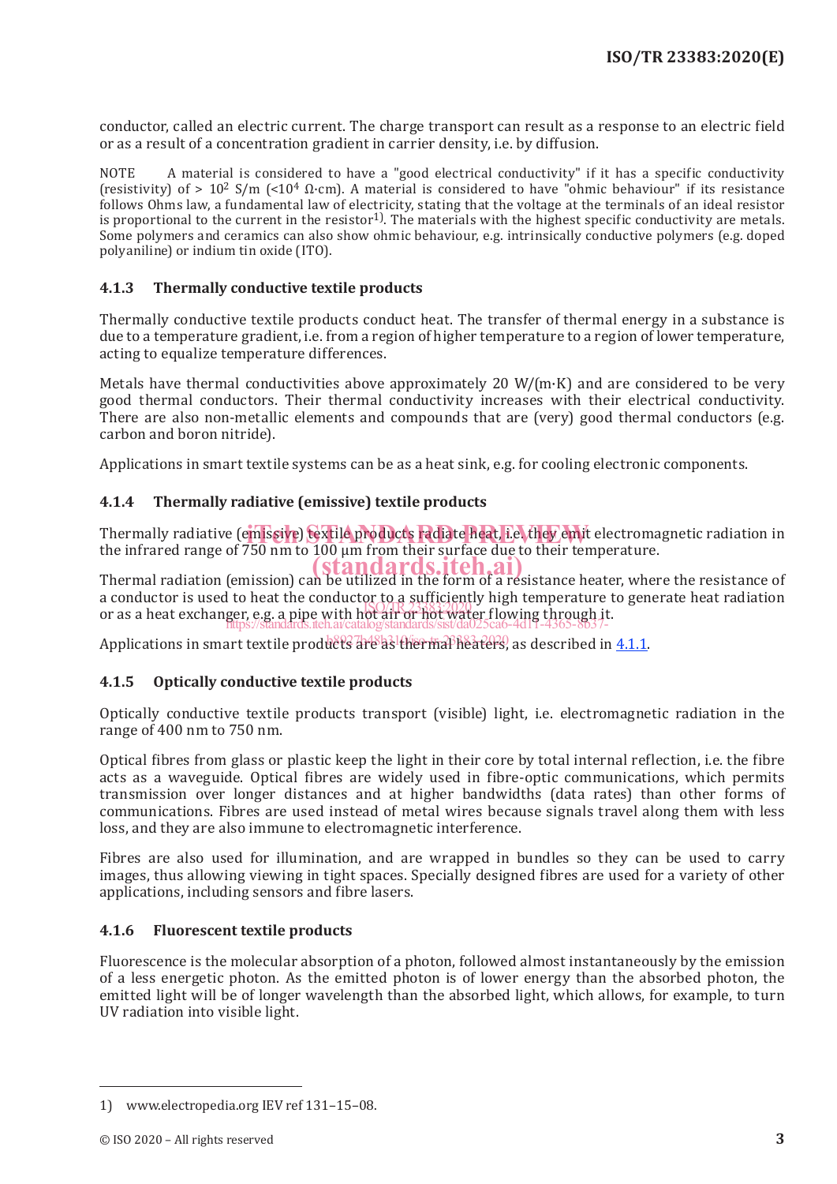conductor, called an electric current. The charge transport can result as a response to an electric field or as a result of a concentration gradient in carrier density, i.e. by diffusion.

NOTE A material is considered to have a "good electrical conductivity" if it has a specific conductivity (resistivity) of > $10^2$ S/m (<$10^4$ Ω·cm). A material is considered to have "ohmic behaviour" if its resistance follows Ohms law, a fundamental law of electricity, stating that the voltage at the terminals of an ideal resistor is proportional to the current in the resistor[1]. The materials with the highest specific conductivity are metals. Some polymers and ceramics can also show ohmic behaviour, e.g. intrinsically conductive polymers (e.g. doped polyaniline) or indium tin oxide (ITO).

### 4.1.3 Thermally conductive textile products

Thermally conductive textile products conduct heat. The transfer of thermal energy in a substance is due to a temperature gradient, i.e. from a region of higher temperature to a region of lower temperature, acting to equalize temperature differences.

Metals have thermal conductivities above approximately 20 W/(m·K) and are considered to be very good thermal conductors. Their thermal conductivity increases with their electrical conductivity. There are also non-metallic elements and compounds that are (very) good thermal conductors (e.g. carbon and boron nitride).

Applications in smart textile systems can be as a heat sink, e.g. for cooling electronic components.

### 4.1.4 Thermally radiative (emissive) textile products

Thermally radiative (emissive) textile products radiate heat, i.e. they emit electromagnetic radiation in the infrared range of 750 nm to 100 µm from their surface due to their temperature.

Thermal radiation (emission) can be utilized in the form of a resistance heater, where the resistance of a conductor is used to heat the conductor to a sufficiently high temperature to generate heat radiation or as a heat exchanger, e.g. a pipe with hot air or hot water flowing through it.

Applications in smart textile products are as thermal heaters, as described in 4.1.1.

### 4.1.5 Optically conductive textile products

Optically conductive textile products transport (visible) light, i.e. electromagnetic radiation in the range of 400 nm to 750 nm.

Optical fibres from glass or plastic keep the light in their core by total internal reflection, i.e. the fibre acts as a waveguide. Optical fibres are widely used in fibre-optic communications, which permits transmission over longer distances and at higher bandwidths (data rates) than other forms of communications. Fibres are used instead of metal wires because signals travel along them with less loss, and they are also immune to electromagnetic interference.

Fibres are also used for illumination, and are wrapped in bundles so they can be used to carry images, thus allowing viewing in tight spaces. Specially designed fibres are used for a variety of other applications, including sensors and fibre lasers.

### 4.1.6 Fluorescent textile products

Fluorescence is the molecular absorption of a photon, followed almost instantaneously by the emission of a less energetic photon. As the emitted photon is of lower energy than the absorbed photon, the emitted light will be of longer wavelength than the absorbed light, which allows, for example, to turn UV radiation into visible light.

---

1) www.electropedia.org IEV ref 131–15–08.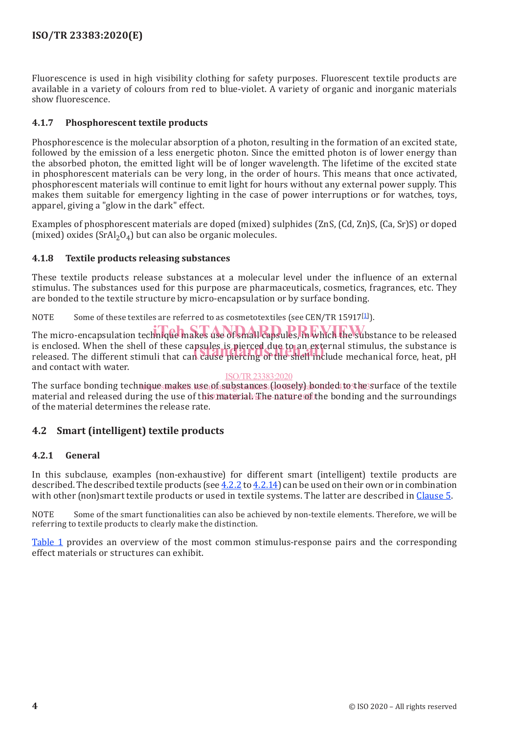Fluorescence is used in high visibility clothing for safety purposes. Fluorescent textile products are available in a variety of colours from red to blue-violet. A variety of organic and inorganic materials show fluorescence.

### 4.1.7 Phosphorescent textile products

Phosphorescence is the molecular absorption of a photon, resulting in the formation of an excited state, followed by the emission of a less energetic photon. Since the emitted photon is of lower energy than the absorbed photon, the emitted light will be of longer wavelength. The lifetime of the excited state in phosphorescent materials can be very long, in the order of hours. This means that once activated, phosphorescent materials will continue to emit light for hours without any external power supply. This makes them suitable for emergency lighting in the case of power interruptions or for watches, toys, apparel, giving a "glow in the dark" effect.

Examples of phosphorescent materials are doped (mixed) sulphides (ZnS, (Cd, Zn)S, (Ca, Sr)S) or doped (mixed) oxides ($SrAl_2O_4$) but can also be organic molecules.

### 4.1.8 Textile products releasing substances

These textile products release substances at a molecular level under the influence of an external stimulus. The substances used for this purpose are pharmaceuticals, cosmetics, fragrances, etc. They are bonded to the textile structure by micro-encapsulation or by surface bonding.

NOTE Some of these textiles are referred to as cosmetotextiles (see CEN/TR 15917[1]).

The micro-encapsulation technique makes use of small capsules, in which the substance to be released is enclosed. When the shell of these capsules is pierced due to an external stimulus, the substance is released. The different stimuli that can cause piercing of the shell include mechanical force, heat, pH and contact with water.

The surface bonding technique makes use of substances (loosely) bonded to the surface of the textile material and released during the use of this material. The nature of the bonding and the surroundings of the material determines the release rate.

## 4.2 Smart (intelligent) textile products

### 4.2.1 General

In this subclause, examples (non-exhaustive) for different smart (intelligent) textile products are described. The described textile products (see 4.2.2 to 4.2.14) can be used on their own or in combination with other (non)smart textile products or used in textile systems. The latter are described in Clause 5.

NOTE Some of the smart functionalities can also be achieved by non-textile elements. Therefore, we will be referring to textile products to clearly make the distinction.

Table 1 provides an overview of the most common stimulus-response pairs and the corresponding effect materials or structures can exhibit.